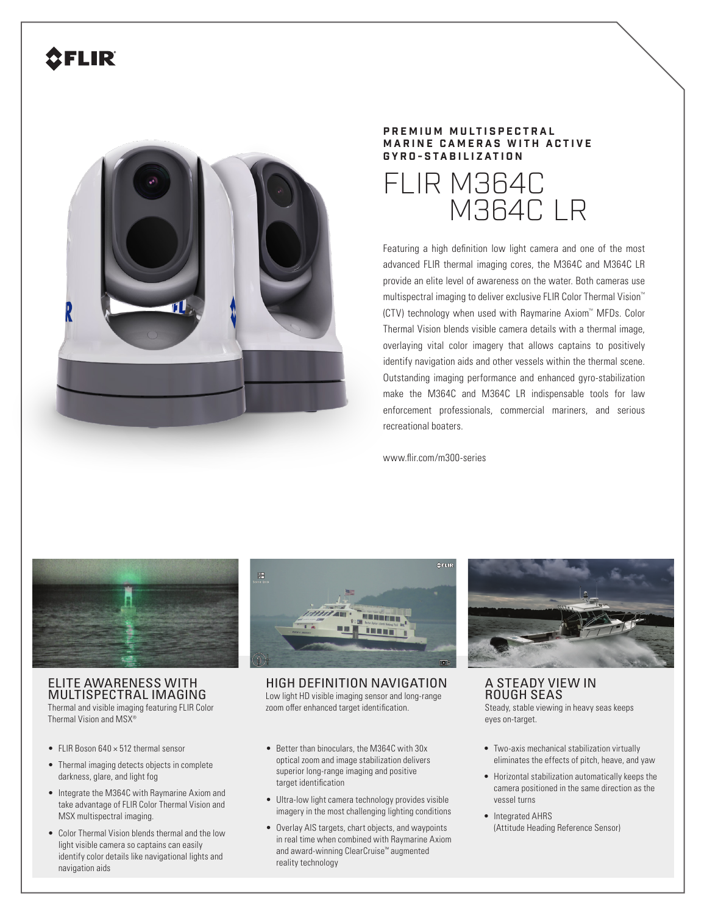**PREMIUM MULTISPECTRAL MARINE CAMERAS WITH ACTIVE GYRO-STABILIZATION**

# FLIR M364C M364C LR

Featuring a high definition low light camera and one of the most advanced FLIR thermal imaging cores, the M364C and M364C LR provide an elite level of awareness on the water. Both cameras use multispectral imaging to deliver exclusive FLIR Color Thermal Vision™ (CTV) technology when used with Raymarine Axiom™ MFDs. Color Thermal Vision blends visible camera details with a thermal image, overlaying vital color imagery that allows captains to positively identify navigation aids and other vessels within the thermal scene. Outstanding imaging performance and enhanced gyro-stabilization make the M364C and M364C LR indispensable tools for law enforcement professionals, commercial mariners, and serious recreational boaters.

www.flir.com/m300-series

## ELITE AWARENESS WITH MULTISPECTRAL IMAGING

Thermal and visible imaging featuring FLIR Color Thermal Vision and MSX®

- FLIR Boson 640 × 512 thermal sensor
- Thermal imaging detects objects in complete darkness, glare, and light fog
- Integrate the M364C with Raymarine Axiom and take advantage of FLIR Color Thermal Vision and MSX multispectral imaging.
- Color Thermal Vision blends thermal and the low light visible camera so captains can easily identify color details like navigational lights and navigation aids

## HIGH DEFINITION NAVIGATION

Low light HD visible imaging sensor and long-range zoom offer enhanced target identification.

- Better than binoculars, the M364C with 30x optical zoom and image stabilization delivers superior long-range imaging and positive target identification
- Ultra-low light camera technology provides visible imagery in the most challenging lighting conditions
- Overlay AIS targets, chart objects, and waypoints in real time when combined with Raymarine Axiom and award-winning ClearCruise™ augmented reality technology

## A STEADY VIEW IN ROUGH SEAS

Steady, stable viewing in heavy seas keeps eyes on-target.

- Two-axis mechanical stabilization virtually eliminates the effects of pitch, heave, and yaw
- Horizontal stabilization automatically keeps the camera positioned in the same direction as the vessel turns
- Integrated AHRS (Attitude Heading Reference Sensor)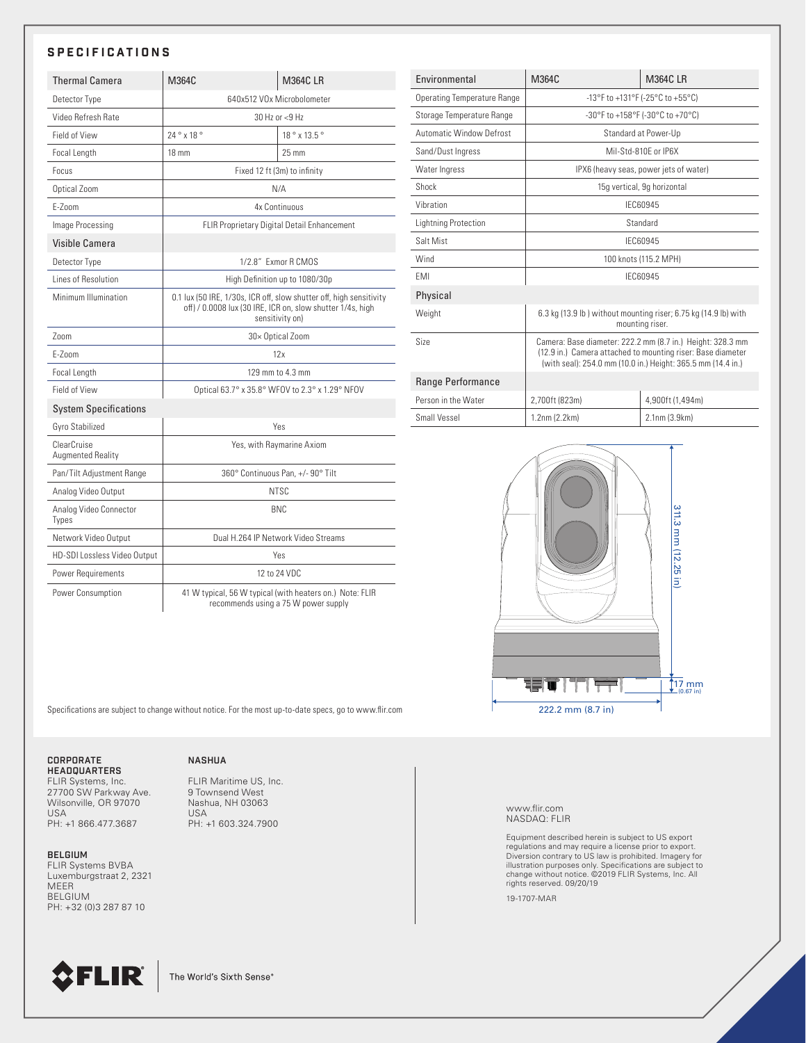## SPECIFICATIONS

| Thermal Camera | M364C | M364C LR |
|---|---|---|
| Detector Type | 640x512 VOx Microbolometer | |
| Video Refresh Rate | 30 Hz or <9 Hz | |
| Field of View | 24 ° x 18 ° | 18 ° x 13.5 ° |
| Focal Length | 18 mm | 25 mm |
| Focus | Fixed 12 ft (3m) to infinity | |
| Optical Zoom | N/A | |
| E-Zoom | 4x Continuous | |
| Image Processing | FLIR Proprietary Digital Detail Enhancement | |
| **Visible Camera** | | |
| Detector Type | 1/2.8" Exmor R CMOS | |
| Lines of Resolution | High Definition up to 1080/30p | |
| Minimum Illumination | 0.1 lux (50 IRE, 1/30s, ICR off, slow shutter off, high sensitivity off) / 0.0008 lux (30 IRE, ICR on, slow shutter 1/4s, high sensitivity on) | |
| Zoom | 30× Optical Zoom | |
| E-Zoom | 12x | |
| Focal Length | 129 mm to 4.3 mm | |
| Field of View | Optical 63.7° x 35.8° WFOV to 2.3° x 1.29° NFOV | |
| **System Specifications** | | |
| Gyro Stabilized | Yes | |
| ClearCruise Augmented Reality | Yes, with Raymarine Axiom | |
| Pan/Tilt Adjustment Range | 360° Continuous Pan, +/- 90° Tilt | |
| Analog Video Output | NTSC | |
| Analog Video Connector Types | BNC | |
| Network Video Output | Dual H.264 IP Network Video Streams | |
| HD-SDI Lossless Video Output | Yes | |
| Power Requirements | 12 to 24 VDC | |
| Power Consumption | 41 W typical, 56 W typical (with heaters on.) Note: FLIR recommends using a 75 W power supply | |

| Environmental | M364C | M364C LR |
|---|---|---|
| Operating Temperature Range | -13°F to +131°F (-25°C to +55°C) | |
| Storage Temperature Range | -30°F to +158°F (-30°C to +70°C) | |
| Automatic Window Defrost | Standard at Power-Up | |
| Sand/Dust Ingress | Mil-Std-810E or IP6X | |
| Water Ingress | IPX6 (heavy seas, power jets of water) | |
| Shock | 15g vertical, 9g horizontal | |
| Vibration | IEC60945 | |
| Lightning Protection | Standard | |
| Salt Mist | IEC60945 | |
| Wind | 100 knots (115.2 MPH) | |
| EMI | IEC60945 | |
| **Physical** | | |
| Weight | 6.3 kg (13.9 lb ) without mounting riser; 6.75 kg (14.9 lb) with mounting riser. | |
| Size | Camera: Base diameter: 222.2 mm (8.7 in.) Height: 328.3 mm (12.9 in.) Camera attached to mounting riser: Base diameter (with seal): 254.0 mm (10.0 in.) Height: 365.5 mm (14.4 in.) | |
| **Range Performance** | | |
| Person in the Water | 2,700ft (823m) | 4,900ft (1,494m) |
| Small Vessel | 1.2nm (2.2km) | 2.1nm (3.9km) |

311.3 mm (12.25 in)

17 mm (0.67 in)

222.2 mm (8.7 in)

Specifications are subject to change without notice. For the most up-to-date specs, go to www.flir.com

**CORPORATE HEADQUARTERS**
FLIR Systems, Inc.
27700 SW Parkway Ave.
Wilsonville, OR 97070
USA
PH: +1 866.477.3687

**BELGIUM**
FLIR Systems BVBA
Luxemburgstraat 2, 2321
MEER
BELGIUM
PH: +32 (0)3 287 87 10

**NASHUA**
FLIR Maritime US, Inc.
9 Townsend West
Nashua, NH 03063
USA
PH: +1 603.324.7900

www.flir.com
NASDAQ: FLIR

Equipment described herein is subject to US export regulations and may require a license prior to export. Diversion contrary to US law is prohibited. Imagery for illustration purposes only. Specifications are subject to change without notice. ©2019 FLIR Systems, Inc. All rights reserved. 09/20/19

19-1707-MAR

FLIR® The World's Sixth Sense®